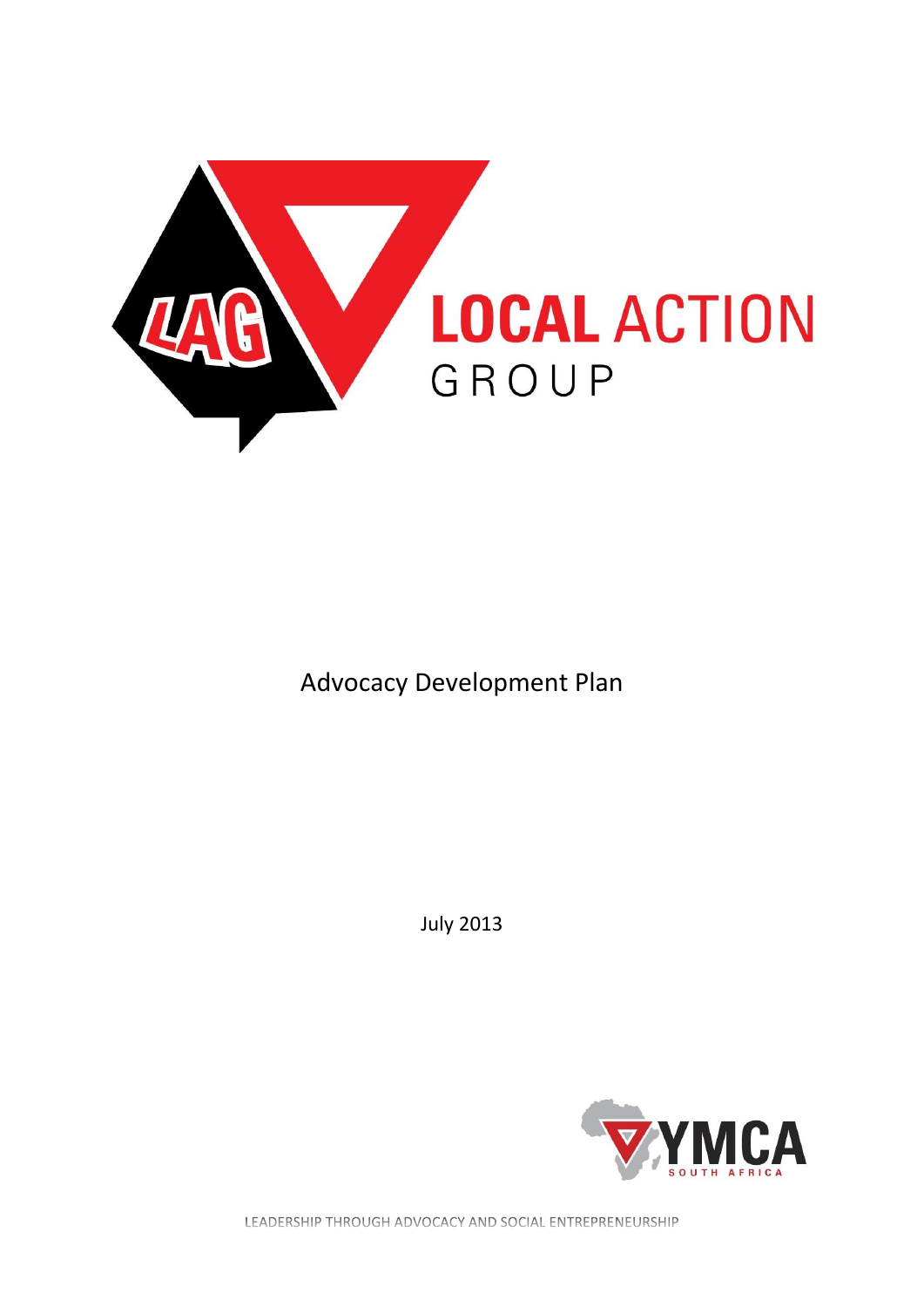LAG LOCAL ACTION GROUP

# Advocacy Development Plan

July 2013

YMCA SOUTH AFRICA

LEADERSHIP THROUGH ADVOCACY AND SOCIAL ENTREPRENEURSHIP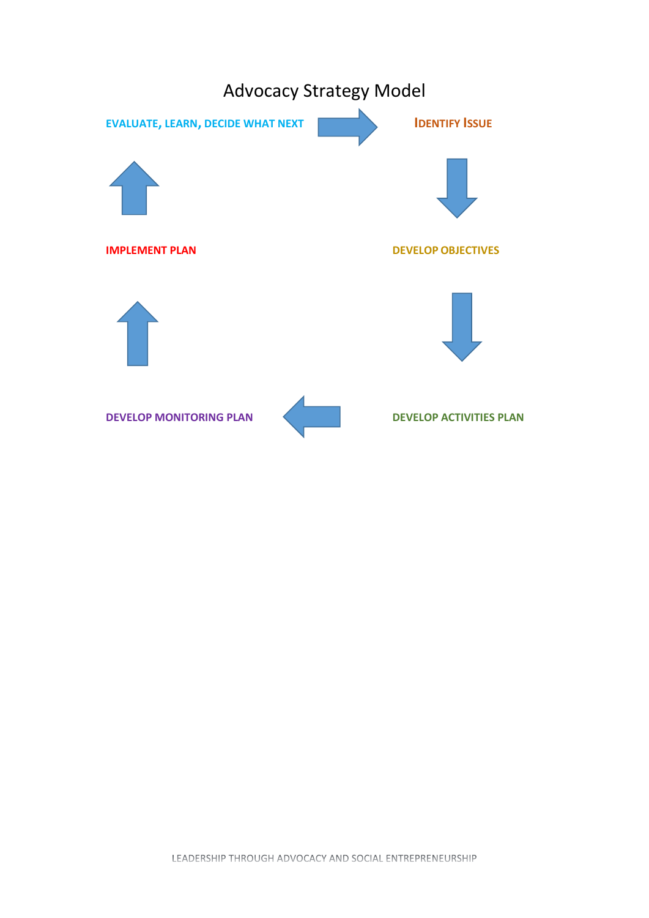# Advocacy Strategy Model

EVALUATE, LEARN, DECIDE WHAT NEXT → IDENTIFY ISSUE

IDENTIFY ISSUE ↓

DEVELOP OBJECTIVES ↓

DEVELOP ACTIVITIES PLAN → DEVELOP MONITORING PLAN

DEVELOP MONITORING PLAN ↑

IMPLEMENT PLAN ↑

EVALUATE, LEARN, DECIDE WHAT NEXT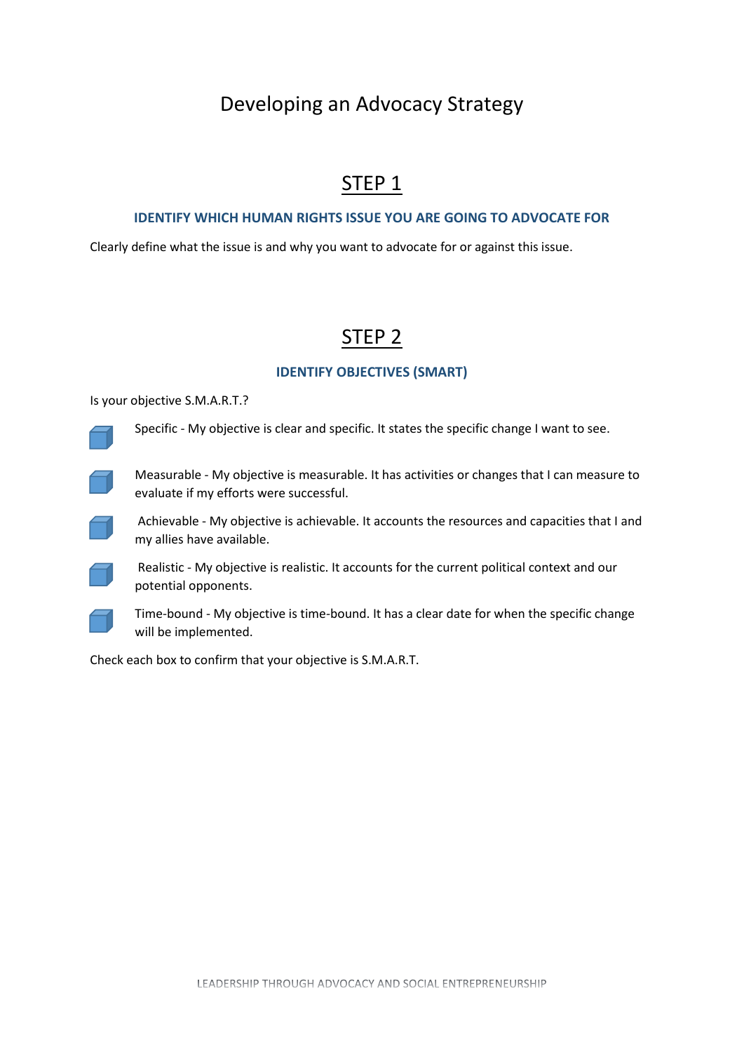# Developing an Advocacy Strategy

## STEP 1

### IDENTIFY WHICH HUMAN RIGHTS ISSUE YOU ARE GOING TO ADVOCATE FOR

Clearly define what the issue is and why you want to advocate for or against this issue.

## STEP 2

### IDENTIFY OBJECTIVES (SMART)

Is your objective S.M.A.R.T.?

- [ ] Specific - My objective is clear and specific. It states the specific change I want to see.
- [ ] Measurable - My objective is measurable. It has activities or changes that I can measure to evaluate if my efforts were successful.
- [ ] Achievable - My objective is achievable. It accounts the resources and capacities that I and my allies have available.
- [ ] Realistic - My objective is realistic. It accounts for the current political context and our potential opponents.
- [ ] Time-bound - My objective is time-bound. It has a clear date for when the specific change will be implemented.

Check each box to confirm that your objective is S.M.A.R.T.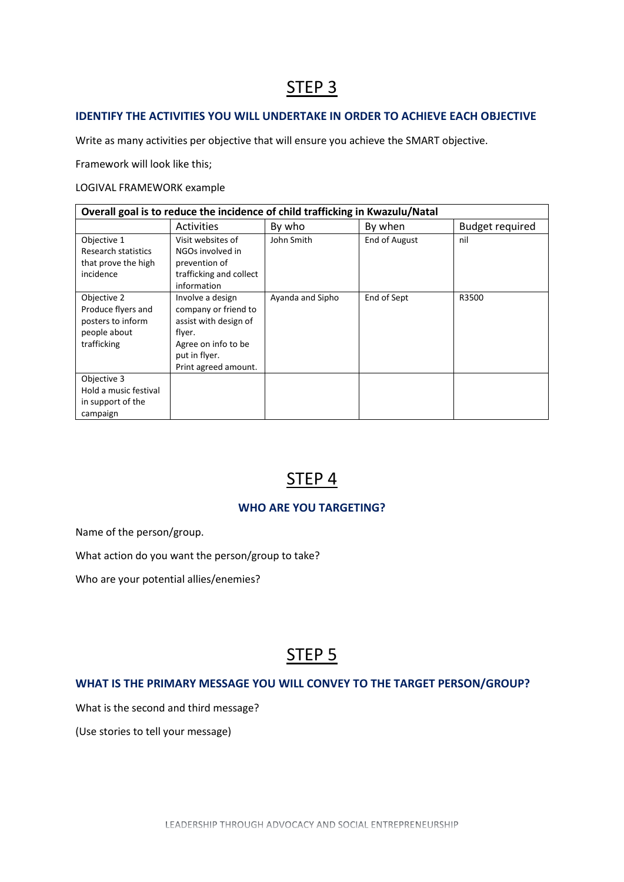# STEP 3

### IDENTIFY THE ACTIVITIES YOU WILL UNDERTAKE IN ORDER TO ACHIEVE EACH OBJECTIVE

Write as many activities per objective that will ensure you achieve the SMART objective.

Framework will look like this;

LOGIVAL FRAMEWORK example

| **Overall goal is to reduce the incidence of child trafficking in Kwazulu/Natal** | | | | |
|---|---|---|---|---|
| | Activities | By who | By when | Budget required |
| Objective 1 Research statistics that prove the high incidence | Visit websites of NGOs involved in prevention of trafficking and collect information | John Smith | End of August | nil |
| Objective 2 Produce flyers and posters to inform people about trafficking | Involve a design company or friend to assist with design of flyer. Agree on info to be put in flyer. Print agreed amount. | Ayanda and Sipho | End of Sept | R3500 |
| Objective 3 Hold a music festival in support of the campaign | | | | |

# STEP 4

### WHO ARE YOU TARGETING?

Name of the person/group.

What action do you want the person/group to take?

Who are your potential allies/enemies?

# STEP 5

### WHAT IS THE PRIMARY MESSAGE YOU WILL CONVEY TO THE TARGET PERSON/GROUP?

What is the second and third message?

(Use stories to tell your message)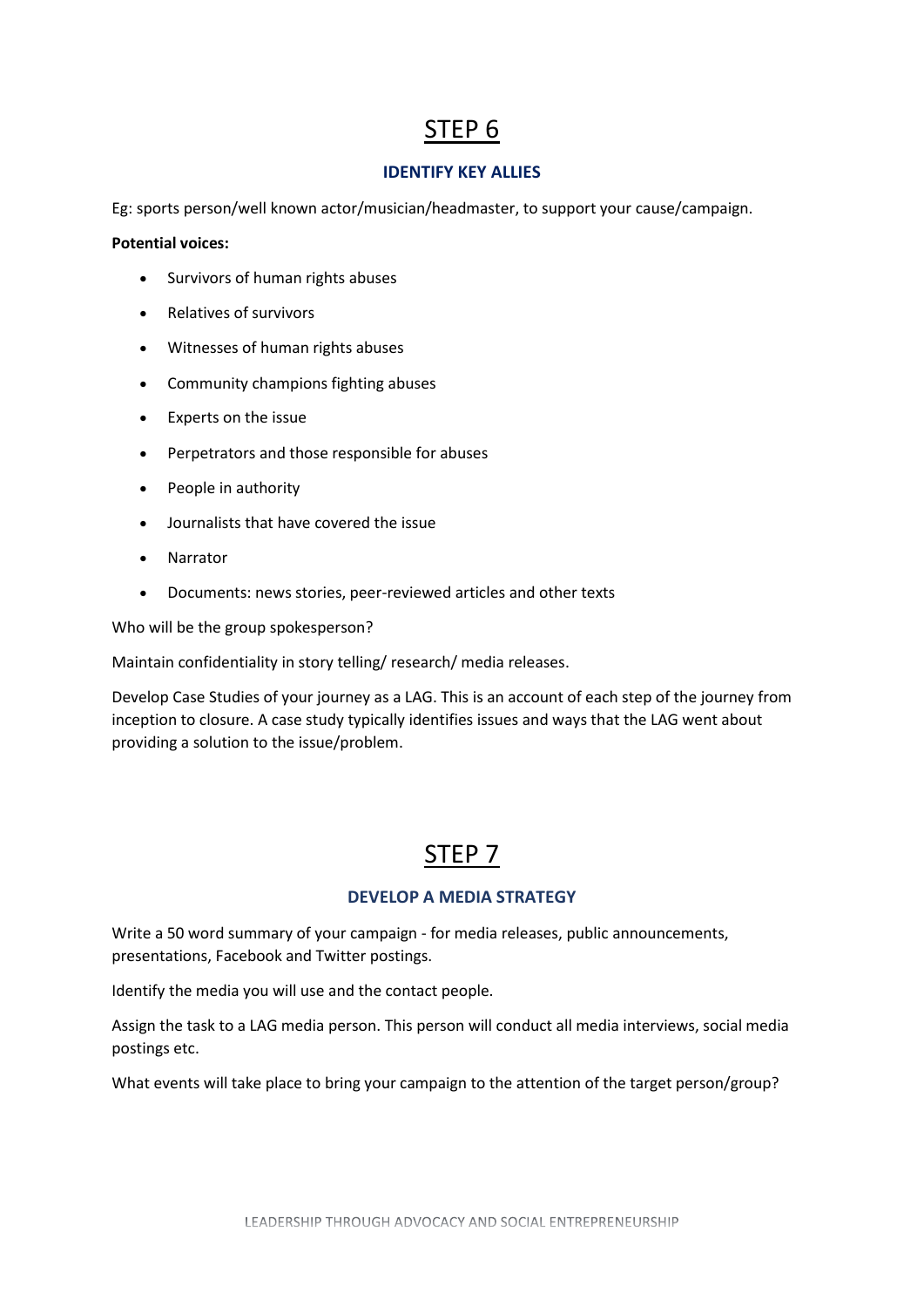# STEP 6

### IDENTIFY KEY ALLIES

Eg: sports person/well known actor/musician/headmaster, to support your cause/campaign.

**Potential voices:**

- Survivors of human rights abuses
- Relatives of survivors
- Witnesses of human rights abuses
- Community champions fighting abuses
- Experts on the issue
- Perpetrators and those responsible for abuses
- People in authority
- Journalists that have covered the issue
- Narrator
- Documents: news stories, peer-reviewed articles and other texts

Who will be the group spokesperson?

Maintain confidentiality in story telling/ research/ media releases.

Develop Case Studies of your journey as a LAG. This is an account of each step of the journey from inception to closure. A case study typically identifies issues and ways that the LAG went about providing a solution to the issue/problem.

# STEP 7

### DEVELOP A MEDIA STRATEGY

Write a 50 word summary of your campaign - for media releases, public announcements, presentations, Facebook and Twitter postings.

Identify the media you will use and the contact people.

Assign the task to a LAG media person. This person will conduct all media interviews, social media postings etc.

What events will take place to bring your campaign to the attention of the target person/group?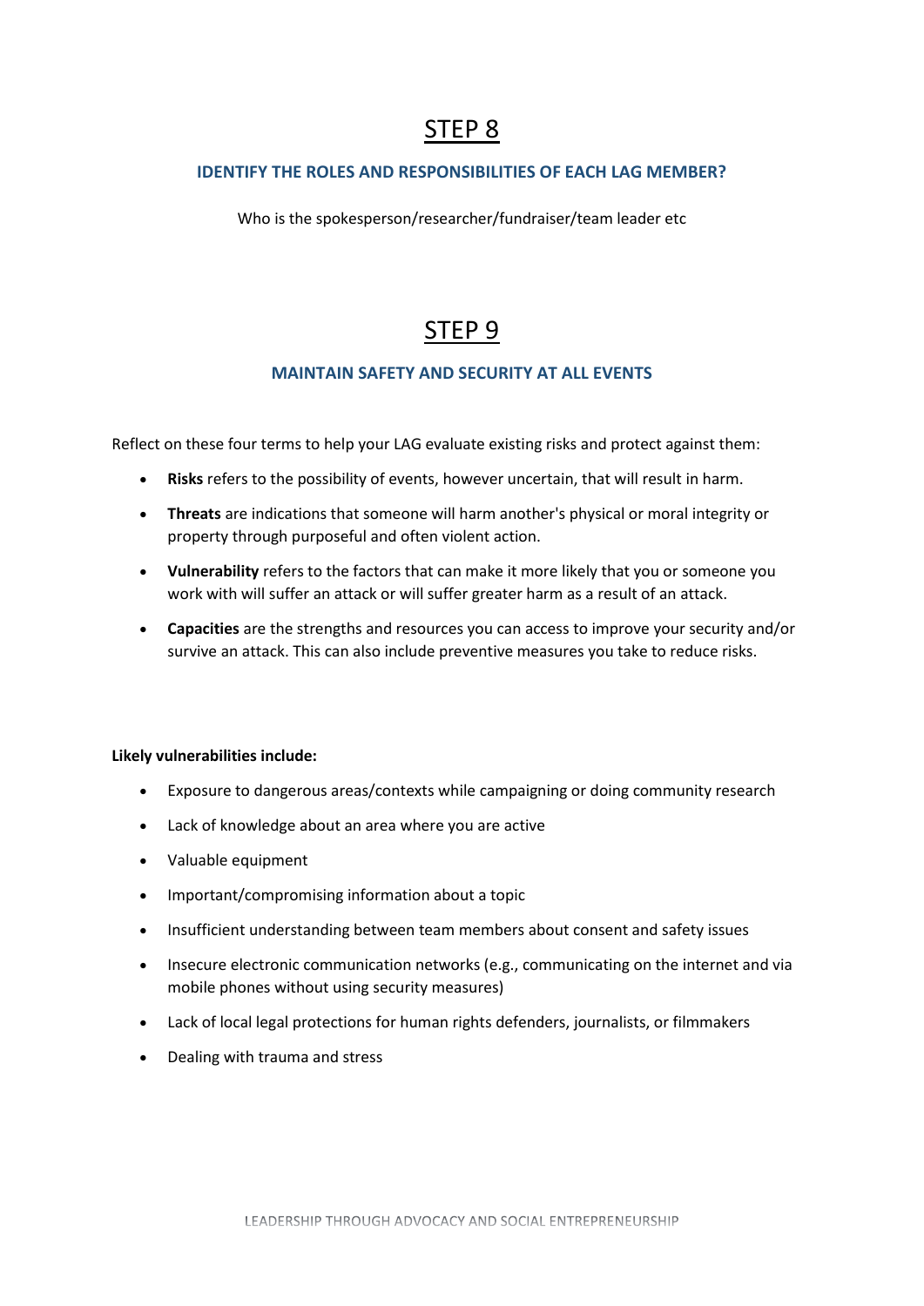# STEP 8

### IDENTIFY THE ROLES AND RESPONSIBILITIES OF EACH LAG MEMBER?

Who is the spokesperson/researcher/fundraiser/team leader etc

# STEP 9

### MAINTAIN SAFETY AND SECURITY AT ALL EVENTS

Reflect on these four terms to help your LAG evaluate existing risks and protect against them:

- **Risks** refers to the possibility of events, however uncertain, that will result in harm.
- **Threats** are indications that someone will harm another's physical or moral integrity or property through purposeful and often violent action.
- **Vulnerability** refers to the factors that can make it more likely that you or someone you work with will suffer an attack or will suffer greater harm as a result of an attack.
- **Capacities** are the strengths and resources you can access to improve your security and/or survive an attack. This can also include preventive measures you take to reduce risks.

**Likely vulnerabilities include:**

- Exposure to dangerous areas/contexts while campaigning or doing community research
- Lack of knowledge about an area where you are active
- Valuable equipment
- Important/compromising information about a topic
- Insufficient understanding between team members about consent and safety issues
- Insecure electronic communication networks (e.g., communicating on the internet and via mobile phones without using security measures)
- Lack of local legal protections for human rights defenders, journalists, or filmmakers
- Dealing with trauma and stress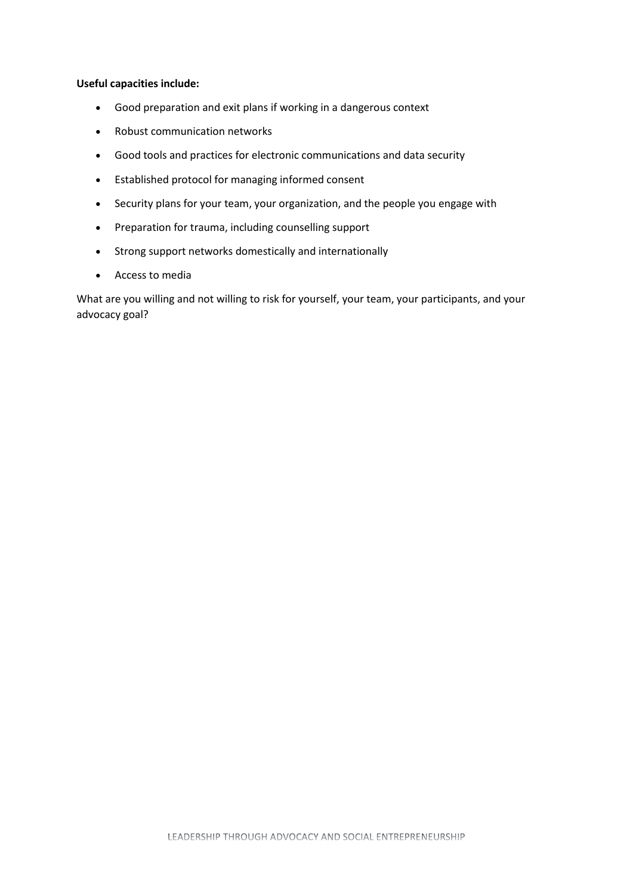**Useful capacities include:**

- Good preparation and exit plans if working in a dangerous context
- Robust communication networks
- Good tools and practices for electronic communications and data security
- Established protocol for managing informed consent
- Security plans for your team, your organization, and the people you engage with
- Preparation for trauma, including counselling support
- Strong support networks domestically and internationally
- Access to media

What are you willing and not willing to risk for yourself, your team, your participants, and your advocacy goal?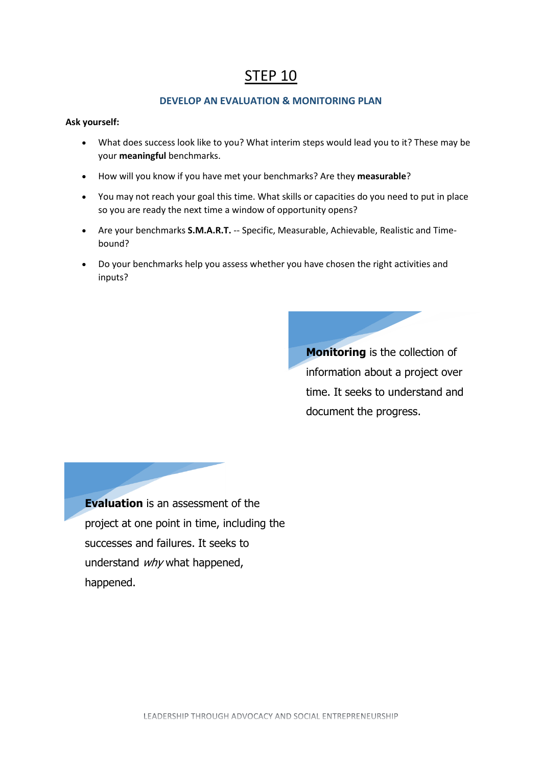# STEP 10

## DEVELOP AN EVALUATION & MONITORING PLAN

**Ask yourself:**

- What does success look like to you? What interim steps would lead you to it? These may be your **meaningful** benchmarks.
- How will you know if you have met your benchmarks? Are they **measurable**?
- You may not reach your goal this time. What skills or capacities do you need to put in place so you are ready the next time a window of opportunity opens?
- Are your benchmarks **S.M.A.R.T.** -- Specific, Measurable, Achievable, Realistic and Time-bound?
- Do your benchmarks help you assess whether you have chosen the right activities and inputs?

**Monitoring** is the collection of information about a project over time. It seeks to understand and document the progress.

**Evaluation** is an assessment of the project at one point in time, including the successes and failures. It seeks to understand *why* what happened, happened.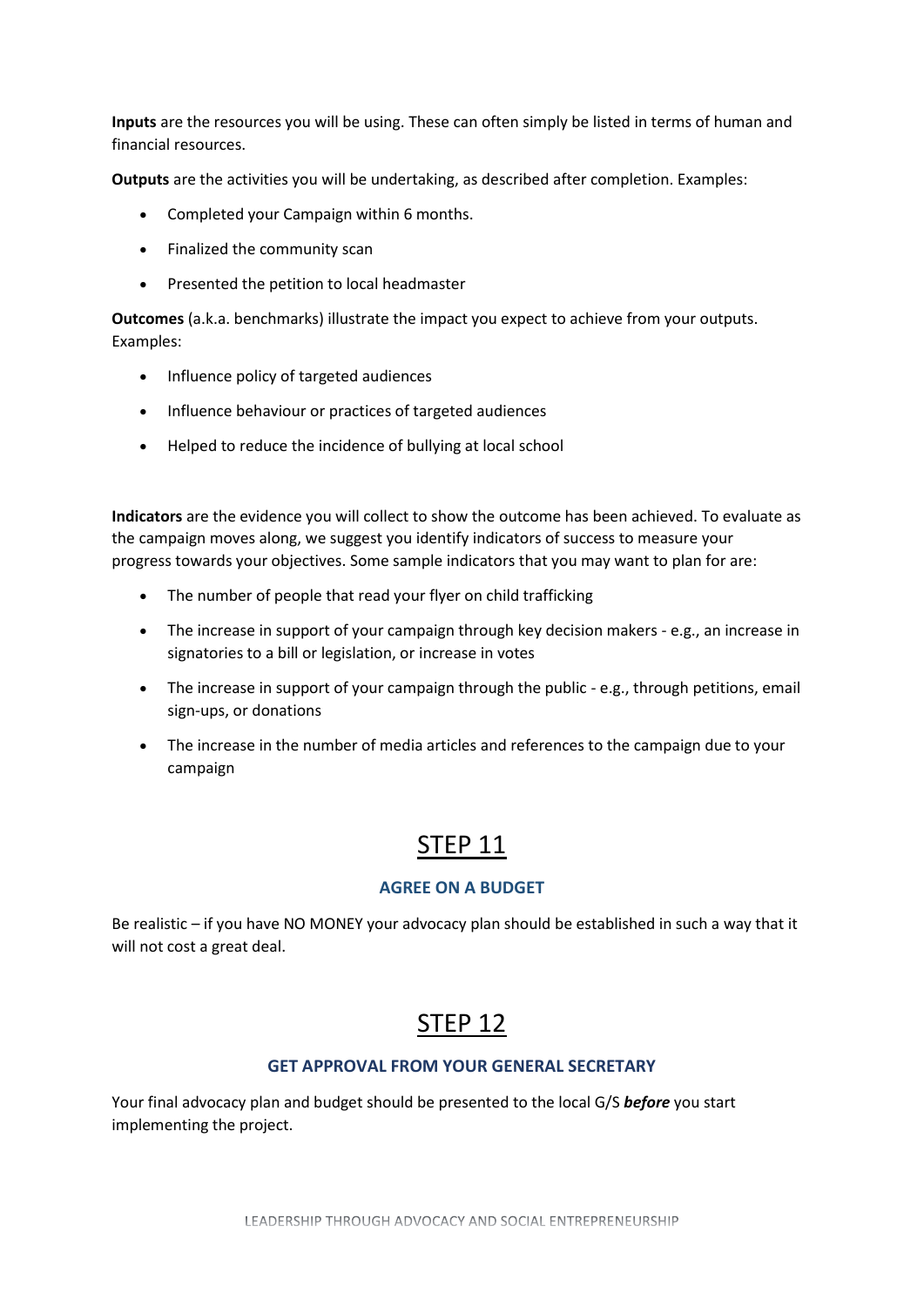**Inputs** are the resources you will be using. These can often simply be listed in terms of human and financial resources.

**Outputs** are the activities you will be undertaking, as described after completion. Examples:

- Completed your Campaign within 6 months.
- Finalized the community scan
- Presented the petition to local headmaster

**Outcomes** (a.k.a. benchmarks) illustrate the impact you expect to achieve from your outputs. Examples:

- Influence policy of targeted audiences
- Influence behaviour or practices of targeted audiences
- Helped to reduce the incidence of bullying at local school

**Indicators** are the evidence you will collect to show the outcome has been achieved. To evaluate as the campaign moves along, we suggest you identify indicators of success to measure your progress towards your objectives. Some sample indicators that you may want to plan for are:

- The number of people that read your flyer on child trafficking
- The increase in support of your campaign through key decision makers - e.g., an increase in signatories to a bill or legislation, or increase in votes
- The increase in support of your campaign through the public - e.g., through petitions, email sign-ups, or donations
- The increase in the number of media articles and references to the campaign due to your campaign

# STEP 11

### AGREE ON A BUDGET

Be realistic – if you have NO MONEY your advocacy plan should be established in such a way that it will not cost a great deal.

# STEP 12

### GET APPROVAL FROM YOUR GENERAL SECRETARY

Your final advocacy plan and budget should be presented to the local G/S ***before*** you start implementing the project.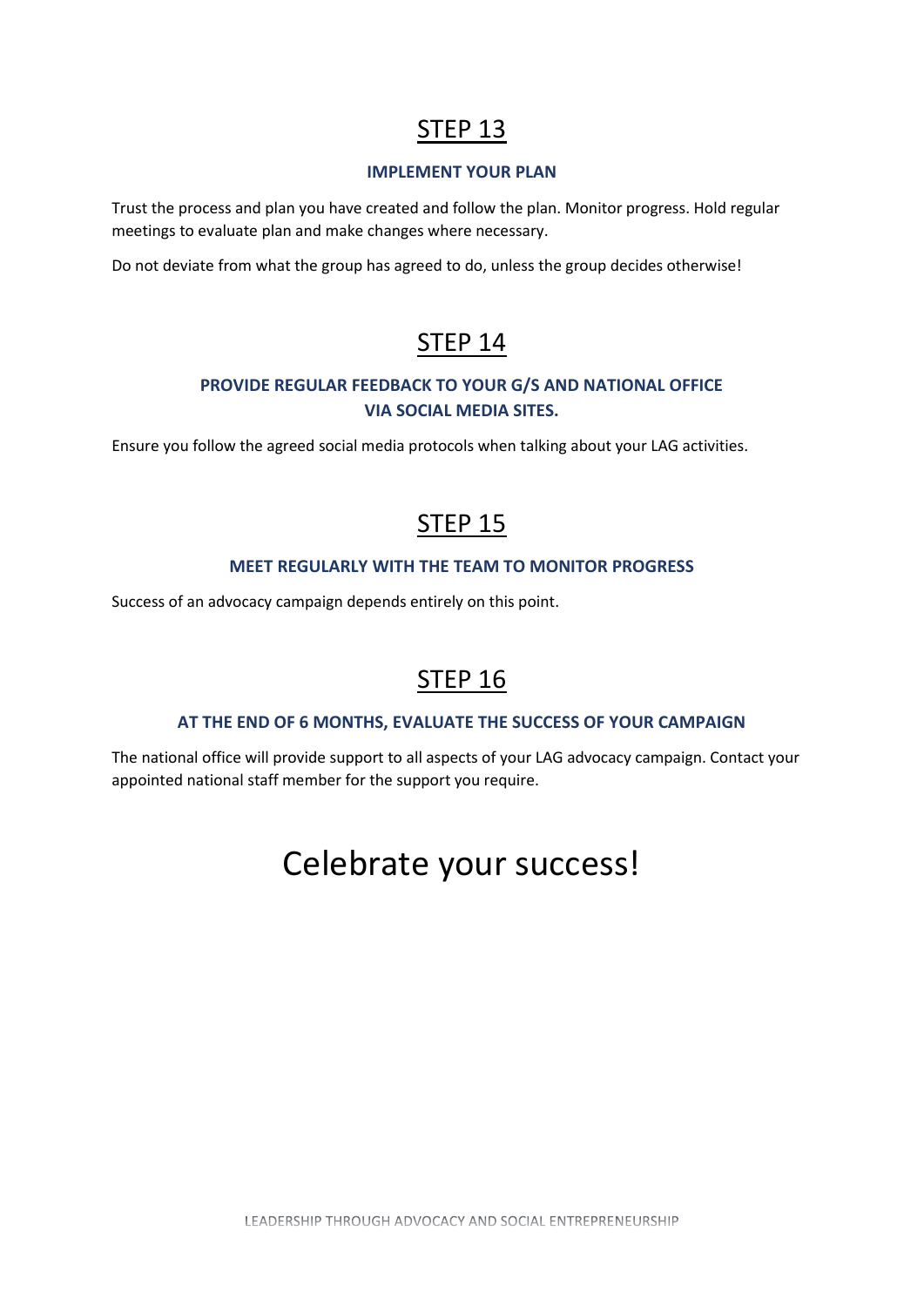## STEP 13

### IMPLEMENT YOUR PLAN

Trust the process and plan you have created and follow the plan. Monitor progress. Hold regular meetings to evaluate plan and make changes where necessary.

Do not deviate from what the group has agreed to do, unless the group decides otherwise!

## STEP 14

### PROVIDE REGULAR FEEDBACK TO YOUR G/S AND NATIONAL OFFICE VIA SOCIAL MEDIA SITES.

Ensure you follow the agreed social media protocols when talking about your LAG activities.

## STEP 15

### MEET REGULARLY WITH THE TEAM TO MONITOR PROGRESS

Success of an advocacy campaign depends entirely on this point.

## STEP 16

### AT THE END OF 6 MONTHS, EVALUATE THE SUCCESS OF YOUR CAMPAIGN

The national office will provide support to all aspects of your LAG advocacy campaign. Contact your appointed national staff member for the support you require.

# Celebrate your success!